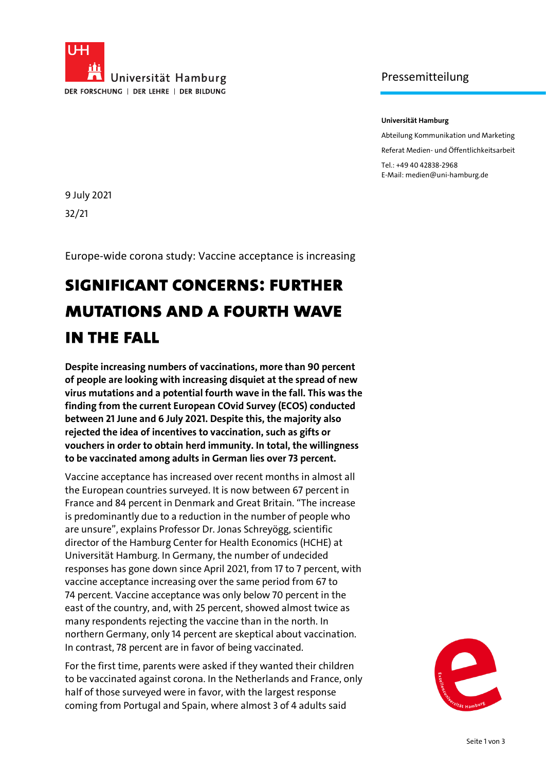Universität Hamburg
DER FORSCHUNG | DER LEHRE | DER BILDUNG

Pressemitteilung

**Universität Hamburg**

Abteilung Kommunikation und Marketing

Referat Medien- und Öffentlichkeitsarbeit

Tel.: +49 40 42838-2968
E-Mail: medien@uni-hamburg.de

9 July 2021

32/21

Europe-wide corona study: Vaccine acceptance is increasing

# SIGNIFICANT CONCERNS: FURTHER MUTATIONS AND A FOURTH WAVE IN THE FALL

**Despite increasing numbers of vaccinations, more than 90 percent of people are looking with increasing disquiet at the spread of new virus mutations and a potential fourth wave in the fall. This was the finding from the current European COvid Survey (ECOS) conducted between 21 June and 6 July 2021. Despite this, the majority also rejected the idea of incentives to vaccination, such as gifts or vouchers in order to obtain herd immunity. In total, the willingness to be vaccinated among adults in German lies over 73 percent.**

Vaccine acceptance has increased over recent months in almost all the European countries surveyed. It is now between 67 percent in France and 84 percent in Denmark and Great Britain. "The increase is predominantly due to a reduction in the number of people who are unsure", explains Professor Dr. Jonas Schreyögg, scientific director of the Hamburg Center for Health Economics (HCHE) at Universität Hamburg. In Germany, the number of undecided responses has gone down since April 2021, from 17 to 7 percent, with vaccine acceptance increasing over the same period from 67 to 74 percent. Vaccine acceptance was only below 70 percent in the east of the country, and, with 25 percent, showed almost twice as many respondents rejecting the vaccine than in the north. In northern Germany, only 14 percent are skeptical about vaccination. In contrast, 78 percent are in favor of being vaccinated.

For the first time, parents were asked if they wanted their children to be vaccinated against corona. In the Netherlands and France, only half of those surveyed were in favor, with the largest response coming from Portugal and Spain, where almost 3 of 4 adults said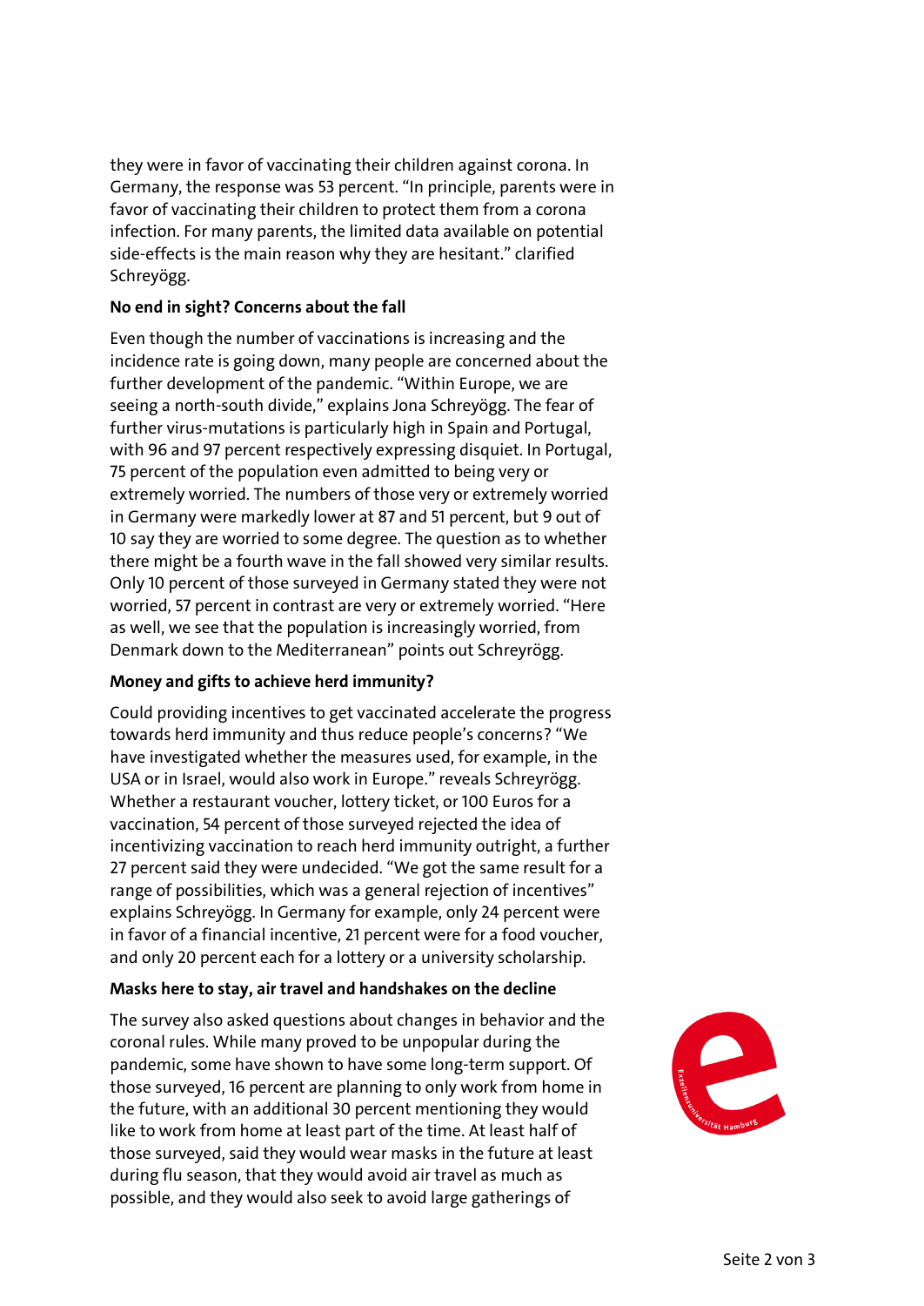they were in favor of vaccinating their children against corona. In Germany, the response was 53 percent. "In principle, parents were in favor of vaccinating their children to protect them from a corona infection. For many parents, the limited data available on potential side-effects is the main reason why they are hesitant." clarified Schreyögg.

**No end in sight? Concerns about the fall**

Even though the number of vaccinations is increasing and the incidence rate is going down, many people are concerned about the further development of the pandemic. "Within Europe, we are seeing a north-south divide," explains Jona Schreyögg. The fear of further virus-mutations is particularly high in Spain and Portugal, with 96 and 97 percent respectively expressing disquiet. In Portugal, 75 percent of the population even admitted to being very or extremely worried. The numbers of those very or extremely worried in Germany were markedly lower at 87 and 51 percent, but 9 out of 10 say they are worried to some degree. The question as to whether there might be a fourth wave in the fall showed very similar results. Only 10 percent of those surveyed in Germany stated they were not worried, 57 percent in contrast are very or extremely worried. "Here as well, we see that the population is increasingly worried, from Denmark down to the Mediterranean" points out Schreyrögg.

**Money and gifts to achieve herd immunity?**

Could providing incentives to get vaccinated accelerate the progress towards herd immunity and thus reduce people's concerns? "We have investigated whether the measures used, for example, in the USA or in Israel, would also work in Europe." reveals Schreyrögg. Whether a restaurant voucher, lottery ticket, or 100 Euros for a vaccination, 54 percent of those surveyed rejected the idea of incentivizing vaccination to reach herd immunity outright, a further 27 percent said they were undecided. "We got the same result for a range of possibilities, which was a general rejection of incentives" explains Schreyögg. In Germany for example, only 24 percent were in favor of a financial incentive, 21 percent were for a food voucher, and only 20 percent each for a lottery or a university scholarship.

**Masks here to stay, air travel and handshakes on the decline**

The survey also asked questions about changes in behavior and the coronal rules. While many proved to be unpopular during the pandemic, some have shown to have some long-term support. Of those surveyed, 16 percent are planning to only work from home in the future, with an additional 30 percent mentioning they would like to work from home at least part of the time. At least half of those surveyed, said they would wear masks in the future at least during flu season, that they would avoid air travel as much as possible, and they would also seek to avoid large gatherings of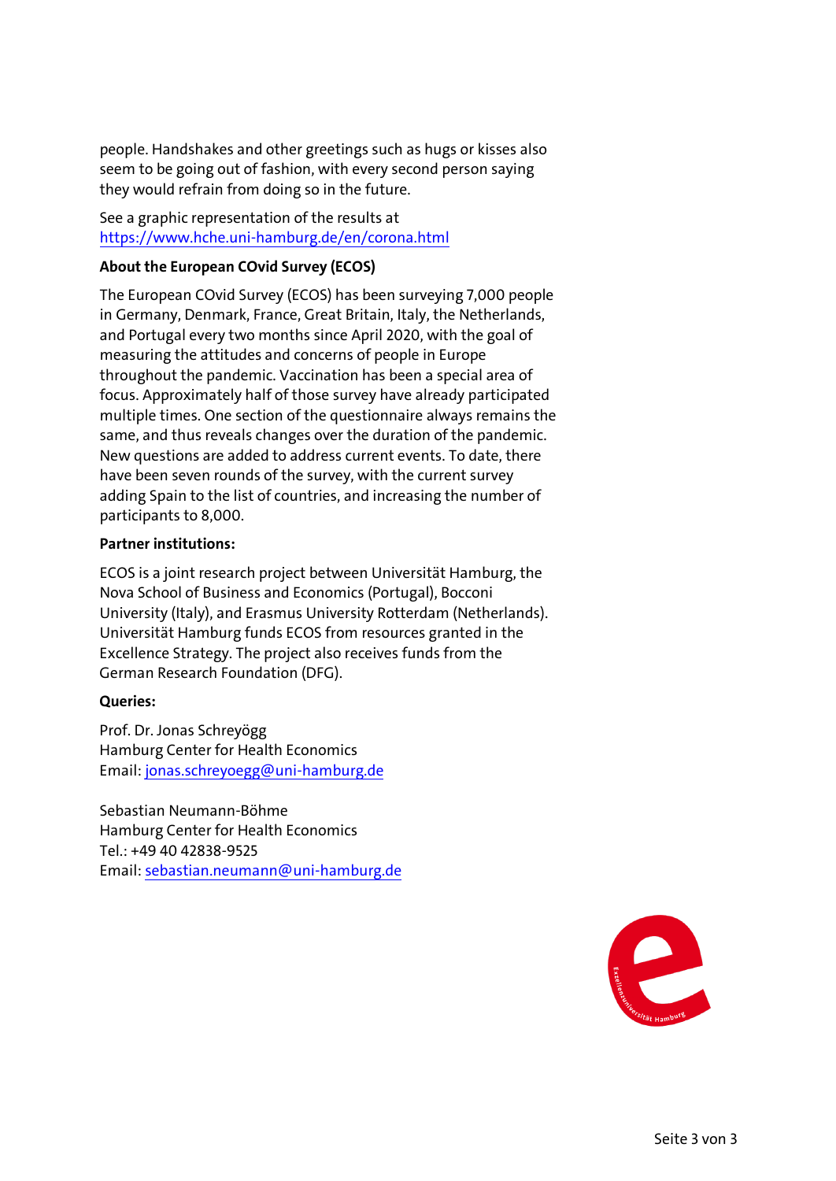people. Handshakes and other greetings such as hugs or kisses also seem to be going out of fashion, with every second person saying they would refrain from doing so in the future.

See a graphic representation of the results at https://www.hche.uni-hamburg.de/en/corona.html

**About the European COvid Survey (ECOS)**

The European COvid Survey (ECOS) has been surveying 7,000 people in Germany, Denmark, France, Great Britain, Italy, the Netherlands, and Portugal every two months since April 2020, with the goal of measuring the attitudes and concerns of people in Europe throughout the pandemic. Vaccination has been a special area of focus. Approximately half of those survey have already participated multiple times. One section of the questionnaire always remains the same, and thus reveals changes over the duration of the pandemic. New questions are added to address current events. To date, there have been seven rounds of the survey, with the current survey adding Spain to the list of countries, and increasing the number of participants to 8,000.

**Partner institutions:**

ECOS is a joint research project between Universität Hamburg, the Nova School of Business and Economics (Portugal), Bocconi University (Italy), and Erasmus University Rotterdam (Netherlands). Universität Hamburg funds ECOS from resources granted in the Excellence Strategy. The project also receives funds from the German Research Foundation (DFG).

**Queries:**

Prof. Dr. Jonas Schreyögg
Hamburg Center for Health Economics
Email: jonas.schreyoegg@uni-hamburg.de

Sebastian Neumann-Böhme
Hamburg Center for Health Economics
Tel.: +49 40 42838-9525
Email: sebastian.neumann@uni-hamburg.de